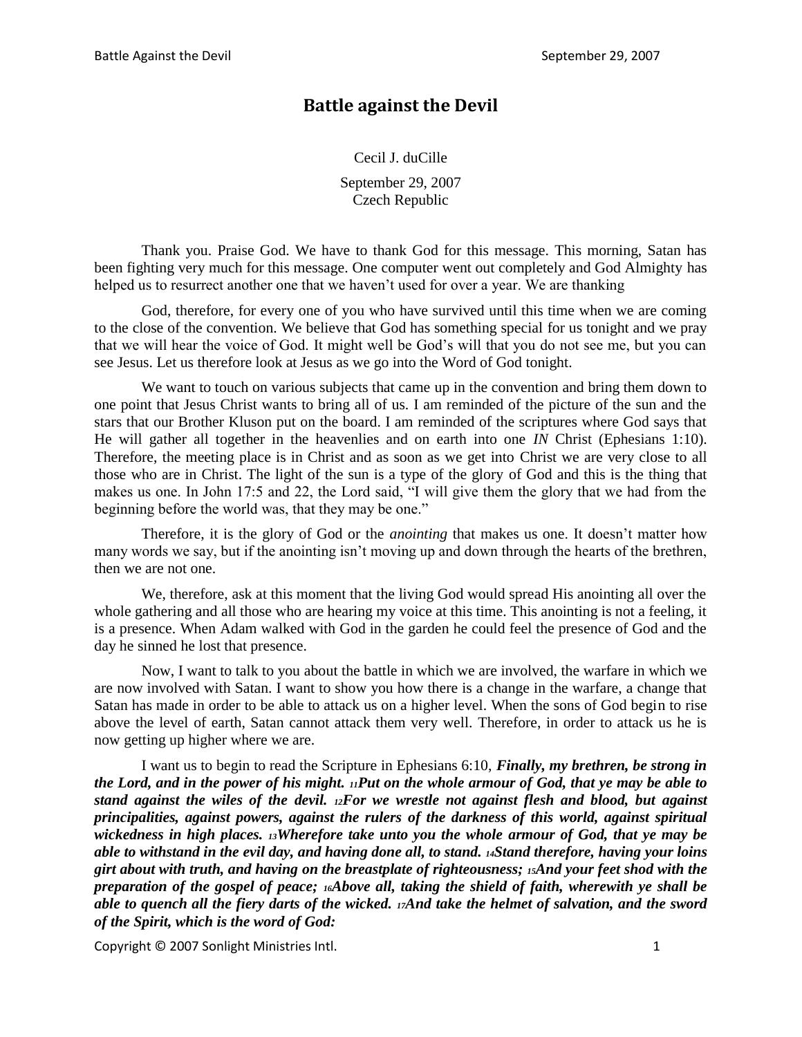# Battle against the Devil

Cecil J. duCille

September 29, 2007
Czech Republic

Thank you. Praise God. We have to thank God for this message. This morning, Satan has been fighting very much for this message. One computer went out completely and God Almighty has helped us to resurrect another one that we haven't used for over a year. We are thanking

God, therefore, for every one of you who have survived until this time when we are coming to the close of the convention. We believe that God has something special for us tonight and we pray that we will hear the voice of God. It might well be God's will that you do not see me, but you can see Jesus. Let us therefore look at Jesus as we go into the Word of God tonight.

We want to touch on various subjects that came up in the convention and bring them down to one point that Jesus Christ wants to bring all of us. I am reminded of the picture of the sun and the stars that our Brother Kluson put on the board. I am reminded of the scriptures where God says that He will gather all together in the heavenlies and on earth into one *IN* Christ (Ephesians 1:10). Therefore, the meeting place is in Christ and as soon as we get into Christ we are very close to all those who are in Christ. The light of the sun is a type of the glory of God and this is the thing that makes us one. In John 17:5 and 22, the Lord said, "I will give them the glory that we had from the beginning before the world was, that they may be one."

Therefore, it is the glory of God or the *anointing* that makes us one. It doesn't matter how many words we say, but if the anointing isn't moving up and down through the hearts of the brethren, then we are not one.

We, therefore, ask at this moment that the living God would spread His anointing all over the whole gathering and all those who are hearing my voice at this time. This anointing is not a feeling, it is a presence. When Adam walked with God in the garden he could feel the presence of God and the day he sinned he lost that presence.

Now, I want to talk to you about the battle in which we are involved, the warfare in which we are now involved with Satan. I want to show you how there is a change in the warfare, a change that Satan has made in order to be able to attack us on a higher level. When the sons of God begin to rise above the level of earth, Satan cannot attack them very well. Therefore, in order to attack us he is now getting up higher where we are.

I want us to begin to read the Scripture in Ephesians 6:10, ***Finally, my brethren, be strong in the Lord, and in the power of his might. 11Put on the whole armour of God, that ye may be able to stand against the wiles of the devil. 12For we wrestle not against flesh and blood, but against principalities, against powers, against the rulers of the darkness of this world, against spiritual wickedness in high places. 13Wherefore take unto you the whole armour of God, that ye may be able to withstand in the evil day, and having done all, to stand. 14Stand therefore, having your loins girt about with truth, and having on the breastplate of righteousness; 15And your feet shod with the preparation of the gospel of peace; 16Above all, taking the shield of faith, wherewith ye shall be able to quench all the fiery darts of the wicked. 17And take the helmet of salvation, and the sword of the Spirit, which is the word of God:***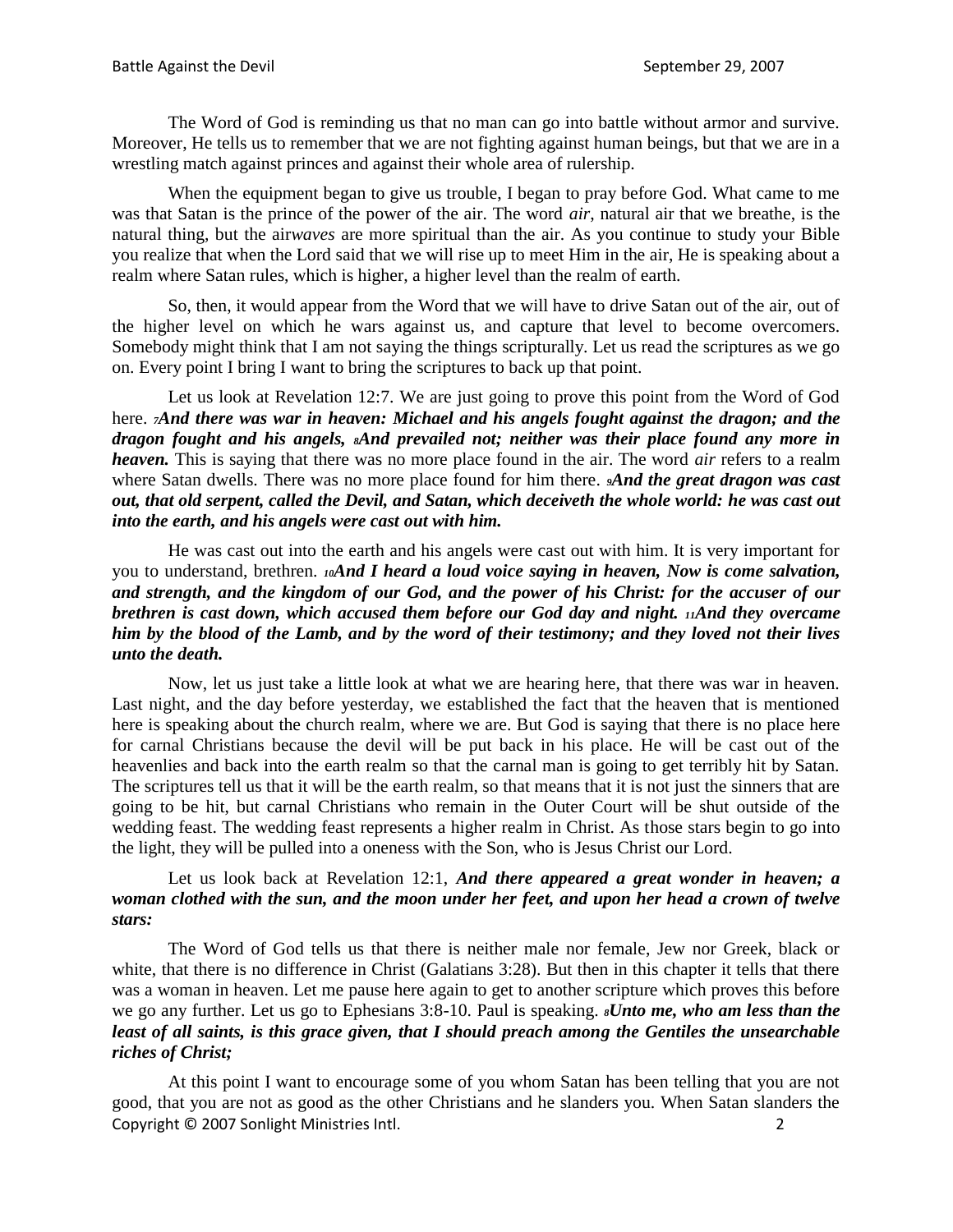The Word of God is reminding us that no man can go into battle without armor and survive. Moreover, He tells us to remember that we are not fighting against human beings, but that we are in a wrestling match against princes and against their whole area of rulership.

When the equipment began to give us trouble, I began to pray before God. What came to me was that Satan is the prince of the power of the air. The word *air*, natural air that we breathe, is the natural thing, but the air*waves* are more spiritual than the air. As you continue to study your Bible you realize that when the Lord said that we will rise up to meet Him in the air, He is speaking about a realm where Satan rules, which is higher, a higher level than the realm of earth.

So, then, it would appear from the Word that we will have to drive Satan out of the air, out of the higher level on which he wars against us, and capture that level to become overcomers. Somebody might think that I am not saying the things scripturally. Let us read the scriptures as we go on. Every point I bring I want to bring the scriptures to back up that point.

Let us look at Revelation 12:7. We are just going to prove this point from the Word of God here. ***7And there was war in heaven: Michael and his angels fought against the dragon; and the dragon fought and his angels, 8And prevailed not; neither was their place found any more in heaven.*** This is saying that there was no more place found in the air. The word *air* refers to a realm where Satan dwells. There was no more place found for him there. ***9And the great dragon was cast out, that old serpent, called the Devil, and Satan, which deceiveth the whole world: he was cast out into the earth, and his angels were cast out with him.***

He was cast out into the earth and his angels were cast out with him. It is very important for you to understand, brethren. ***10And I heard a loud voice saying in heaven, Now is come salvation, and strength, and the kingdom of our God, and the power of his Christ: for the accuser of our brethren is cast down, which accused them before our God day and night. 11And they overcame him by the blood of the Lamb, and by the word of their testimony; and they loved not their lives unto the death.***

Now, let us just take a little look at what we are hearing here, that there was war in heaven. Last night, and the day before yesterday, we established the fact that the heaven that is mentioned here is speaking about the church realm, where we are. But God is saying that there is no place here for carnal Christians because the devil will be put back in his place. He will be cast out of the heavenlies and back into the earth realm so that the carnal man is going to get terribly hit by Satan. The scriptures tell us that it will be the earth realm, so that means that it is not just the sinners that are going to be hit, but carnal Christians who remain in the Outer Court will be shut outside of the wedding feast. The wedding feast represents a higher realm in Christ. As those stars begin to go into the light, they will be pulled into a oneness with the Son, who is Jesus Christ our Lord.

Let us look back at Revelation 12:1, ***And there appeared a great wonder in heaven; a woman clothed with the sun, and the moon under her feet, and upon her head a crown of twelve stars:***

The Word of God tells us that there is neither male nor female, Jew nor Greek, black or white, that there is no difference in Christ (Galatians 3:28). But then in this chapter it tells that there was a woman in heaven. Let me pause here again to get to another scripture which proves this before we go any further. Let us go to Ephesians 3:8-10. Paul is speaking. ***8Unto me, who am less than the least of all saints, is this grace given, that I should preach among the Gentiles the unsearchable riches of Christ;***

At this point I want to encourage some of you whom Satan has been telling that you are not good, that you are not as good as the other Christians and he slanders you. When Satan slanders the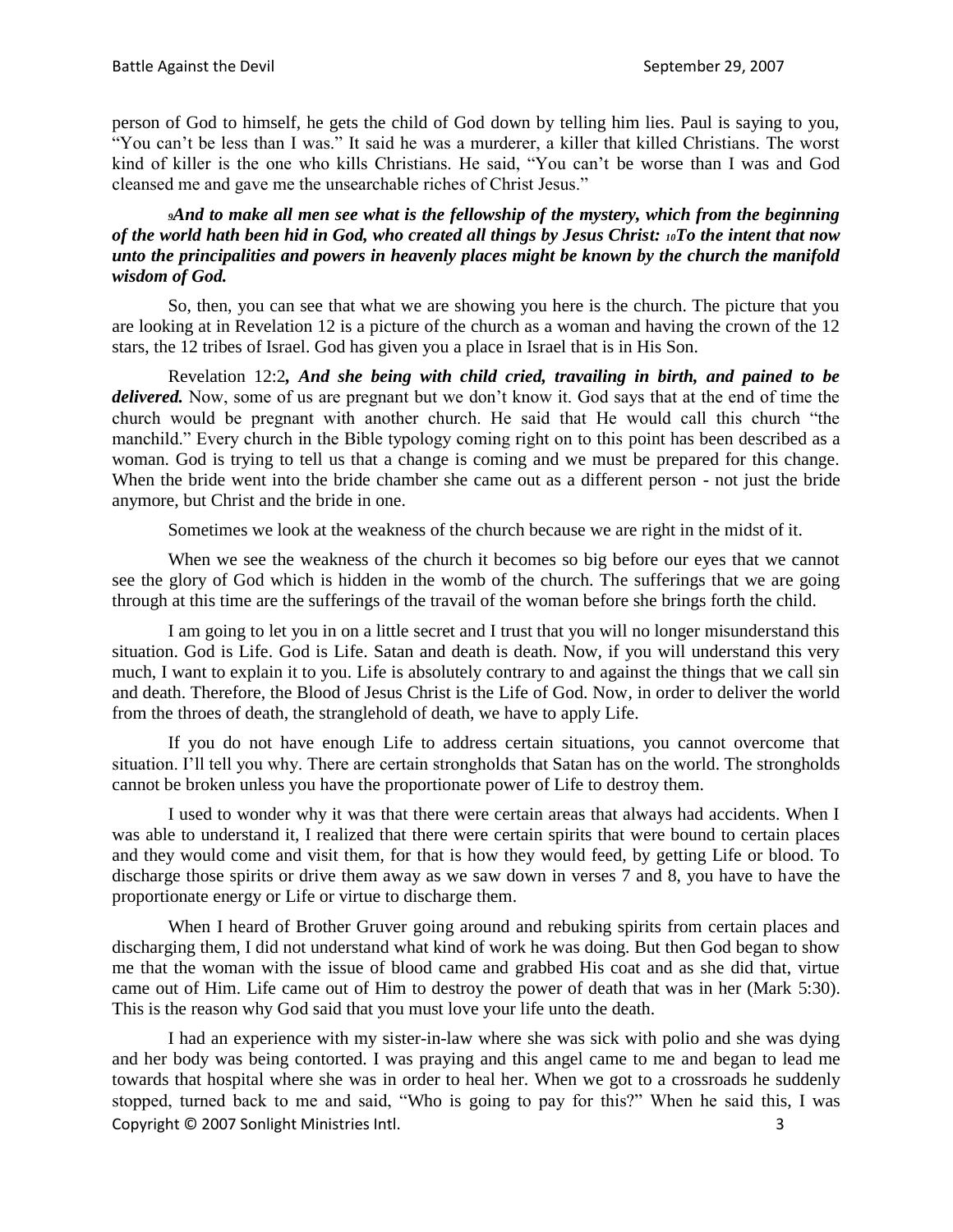person of God to himself, he gets the child of God down by telling him lies. Paul is saying to you, "You can't be less than I was." It said he was a murderer, a killer that killed Christians. The worst kind of killer is the one who kills Christians. He said, "You can't be worse than I was and God cleansed me and gave me the unsearchable riches of Christ Jesus."

***9And to make all men see what is the fellowship of the mystery, which from the beginning of the world hath been hid in God, who created all things by Jesus Christ: 10To the intent that now unto the principalities and powers in heavenly places might be known by the church the manifold wisdom of God.***

So, then, you can see that what we are showing you here is the church. The picture that you are looking at in Revelation 12 is a picture of the church as a woman and having the crown of the 12 stars, the 12 tribes of Israel. God has given you a place in Israel that is in His Son.

Revelation 12:2***, And she being with child cried, travailing in birth, and pained to be delivered.*** Now, some of us are pregnant but we don't know it. God says that at the end of time the church would be pregnant with another church. He said that He would call this church "the manchild." Every church in the Bible typology coming right on to this point has been described as a woman. God is trying to tell us that a change is coming and we must be prepared for this change. When the bride went into the bride chamber she came out as a different person - not just the bride anymore, but Christ and the bride in one.

Sometimes we look at the weakness of the church because we are right in the midst of it.

When we see the weakness of the church it becomes so big before our eyes that we cannot see the glory of God which is hidden in the womb of the church. The sufferings that we are going through at this time are the sufferings of the travail of the woman before she brings forth the child.

I am going to let you in on a little secret and I trust that you will no longer misunderstand this situation. God is Life. God is Life. Satan and death is death. Now, if you will understand this very much, I want to explain it to you. Life is absolutely contrary to and against the things that we call sin and death. Therefore, the Blood of Jesus Christ is the Life of God. Now, in order to deliver the world from the throes of death, the stranglehold of death, we have to apply Life.

If you do not have enough Life to address certain situations, you cannot overcome that situation. I'll tell you why. There are certain strongholds that Satan has on the world. The strongholds cannot be broken unless you have the proportionate power of Life to destroy them.

I used to wonder why it was that there were certain areas that always had accidents. When I was able to understand it, I realized that there were certain spirits that were bound to certain places and they would come and visit them, for that is how they would feed, by getting Life or blood. To discharge those spirits or drive them away as we saw down in verses 7 and 8, you have to have the proportionate energy or Life or virtue to discharge them.

When I heard of Brother Gruver going around and rebuking spirits from certain places and discharging them, I did not understand what kind of work he was doing. But then God began to show me that the woman with the issue of blood came and grabbed His coat and as she did that, virtue came out of Him. Life came out of Him to destroy the power of death that was in her (Mark 5:30). This is the reason why God said that you must love your life unto the death.

I had an experience with my sister-in-law where she was sick with polio and she was dying and her body was being contorted. I was praying and this angel came to me and began to lead me towards that hospital where she was in order to heal her. When we got to a crossroads he suddenly stopped, turned back to me and said, "Who is going to pay for this?" When he said this, I was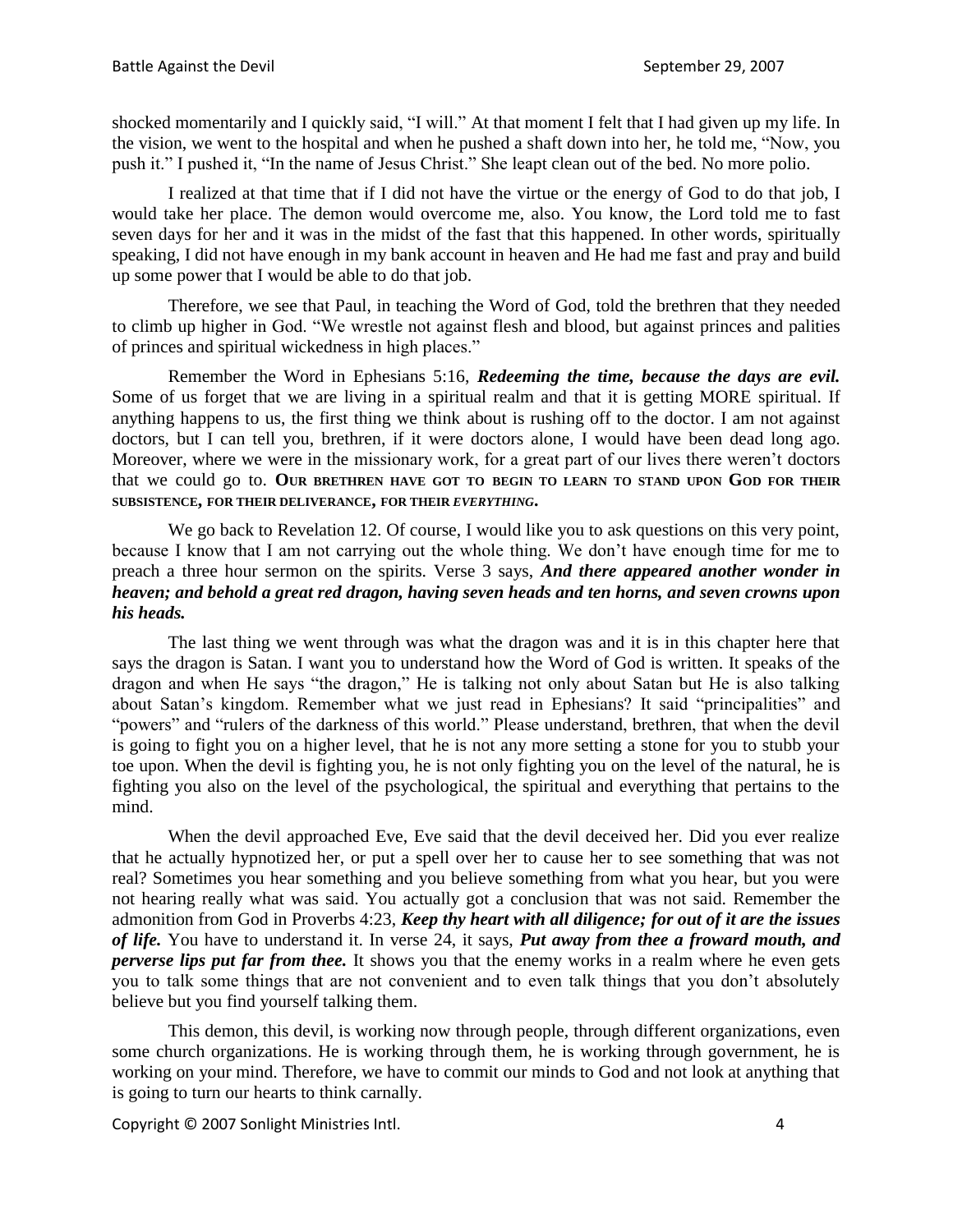shocked momentarily and I quickly said, “I will.” At that moment I felt that I had given up my life. In the vision, we went to the hospital and when he pushed a shaft down into her, he told me, “Now, you push it.” I pushed it, “In the name of Jesus Christ.” She leapt clean out of the bed. No more polio.

I realized at that time that if I did not have the virtue or the energy of God to do that job, I would take her place. The demon would overcome me, also. You know, the Lord told me to fast seven days for her and it was in the midst of the fast that this happened. In other words, spiritually speaking, I did not have enough in my bank account in heaven and He had me fast and pray and build up some power that I would be able to do that job.

Therefore, we see that Paul, in teaching the Word of God, told the brethren that they needed to climb up higher in God. “We wrestle not against flesh and blood, but against princes and palities of princes and spiritual wickedness in high places.”

Remember the Word in Ephesians 5:16, ***Redeeming the time, because the days are evil.*** Some of us forget that we are living in a spiritual realm and that it is getting MORE spiritual. If anything happens to us, the first thing we think about is rushing off to the doctor. I am not against doctors, but I can tell you, brethren, if it were doctors alone, I would have been dead long ago. Moreover, where we were in the missionary work, for a great part of our lives there weren’t doctors that we could go to. **OUR BRETHREN HAVE GOT TO BEGIN TO LEARN TO STAND UPON GOD FOR THEIR SUBSISTENCE, FOR THEIR DELIVERANCE, FOR THEIR *EVERYTHING*.**

We go back to Revelation 12. Of course, I would like you to ask questions on this very point, because I know that I am not carrying out the whole thing. We don’t have enough time for me to preach a three hour sermon on the spirits. Verse 3 says, ***And there appeared another wonder in heaven; and behold a great red dragon, having seven heads and ten horns, and seven crowns upon his heads.***

The last thing we went through was what the dragon was and it is in this chapter here that says the dragon is Satan. I want you to understand how the Word of God is written. It speaks of the dragon and when He says “the dragon,” He is talking not only about Satan but He is also talking about Satan’s kingdom. Remember what we just read in Ephesians? It said “principalities” and “powers” and “rulers of the darkness of this world.” Please understand, brethren, that when the devil is going to fight you on a higher level, that he is not any more setting a stone for you to stubb your toe upon. When the devil is fighting you, he is not only fighting you on the level of the natural, he is fighting you also on the level of the psychological, the spiritual and everything that pertains to the mind.

When the devil approached Eve, Eve said that the devil deceived her. Did you ever realize that he actually hypnotized her, or put a spell over her to cause her to see something that was not real? Sometimes you hear something and you believe something from what you hear, but you were not hearing really what was said. You actually got a conclusion that was not said. Remember the admonition from God in Proverbs 4:23, ***Keep thy heart with all diligence; for out of it are the issues of life.*** You have to understand it. In verse 24, it says, ***Put away from thee a froward mouth, and perverse lips put far from thee.*** It shows you that the enemy works in a realm where he even gets you to talk some things that are not convenient and to even talk things that you don’t absolutely believe but you find yourself talking them.

This demon, this devil, is working now through people, through different organizations, even some church organizations. He is working through them, he is working through government, he is working on your mind. Therefore, we have to commit our minds to God and not look at anything that is going to turn our hearts to think carnally.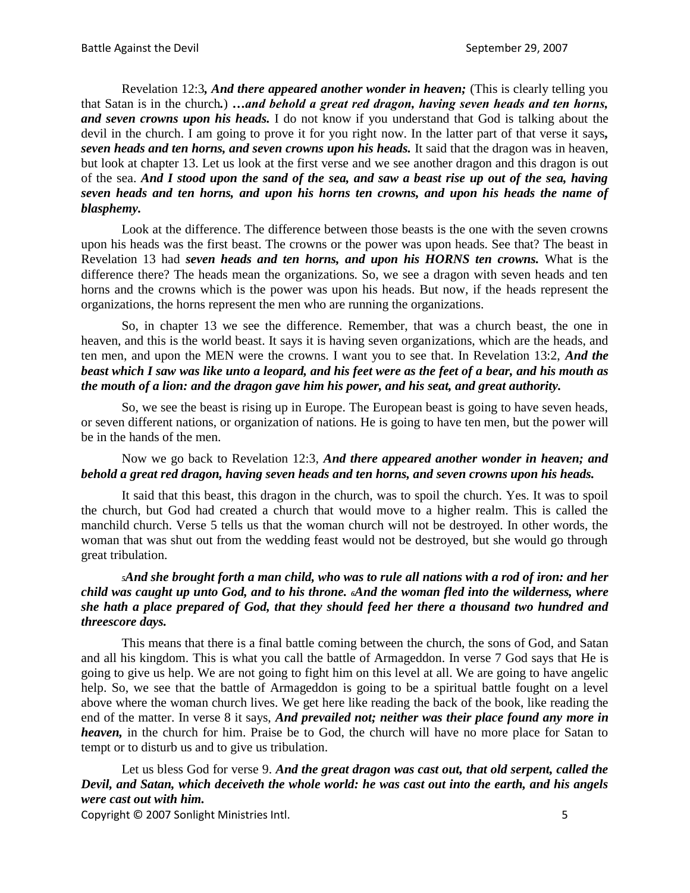Revelation 12:3*, **And there appeared another wonder in heaven;*** (This is clearly telling you that Satan is in the church**.**) ***…and behold a great red dragon, having seven heads and ten horns, and seven crowns upon his heads.*** I do not know if you understand that God is talking about the devil in the church. I am going to prove it for you right now. In the latter part of that verse it says**,** ***seven heads and ten horns, and seven crowns upon his heads.*** It said that the dragon was in heaven, but look at chapter 13. Let us look at the first verse and we see another dragon and this dragon is out of the sea. ***And I stood upon the sand of the sea, and saw a beast rise up out of the sea, having seven heads and ten horns, and upon his horns ten crowns, and upon his heads the name of blasphemy.***

Look at the difference. The difference between those beasts is the one with the seven crowns upon his heads was the first beast. The crowns or the power was upon heads. See that? The beast in Revelation 13 had ***seven heads and ten horns, and upon his HORNS ten crowns.*** What is the difference there? The heads mean the organizations. So, we see a dragon with seven heads and ten horns and the crowns which is the power was upon his heads. But now, if the heads represent the organizations, the horns represent the men who are running the organizations.

So, in chapter 13 we see the difference. Remember, that was a church beast, the one in heaven, and this is the world beast. It says it is having seven organizations, which are the heads, and ten men, and upon the MEN were the crowns. I want you to see that. In Revelation 13:2, ***And the beast which I saw was like unto a leopard, and his feet were as the feet of a bear, and his mouth as the mouth of a lion: and the dragon gave him his power, and his seat, and great authority.***

So, we see the beast is rising up in Europe. The European beast is going to have seven heads, or seven different nations, or organization of nations. He is going to have ten men, but the power will be in the hands of the men.

Now we go back to Revelation 12:3, ***And there appeared another wonder in heaven; and behold a great red dragon, having seven heads and ten horns, and seven crowns upon his heads.***

It said that this beast, this dragon in the church, was to spoil the church. Yes. It was to spoil the church, but God had created a church that would move to a higher realm. This is called the manchild church. Verse 5 tells us that the woman church will not be destroyed. In other words, the woman that was shut out from the wedding feast would not be destroyed, but she would go through great tribulation.

***5And she brought forth a man child, who was to rule all nations with a rod of iron: and her child was caught up unto God, and to his throne. 6And the woman fled into the wilderness, where she hath a place prepared of God, that they should feed her there a thousand two hundred and threescore days.***

This means that there is a final battle coming between the church, the sons of God, and Satan and all his kingdom. This is what you call the battle of Armageddon. In verse 7 God says that He is going to give us help. We are not going to fight him on this level at all. We are going to have angelic help. So, we see that the battle of Armageddon is going to be a spiritual battle fought on a level above where the woman church lives. We get here like reading the back of the book, like reading the end of the matter. In verse 8 it says, ***And prevailed not; neither was their place found any more in heaven,*** in the church for him. Praise be to God, the church will have no more place for Satan to tempt or to disturb us and to give us tribulation.

Let us bless God for verse 9. ***And the great dragon was cast out, that old serpent, called the Devil, and Satan, which deceiveth the whole world: he was cast out into the earth, and his angels were cast out with him.***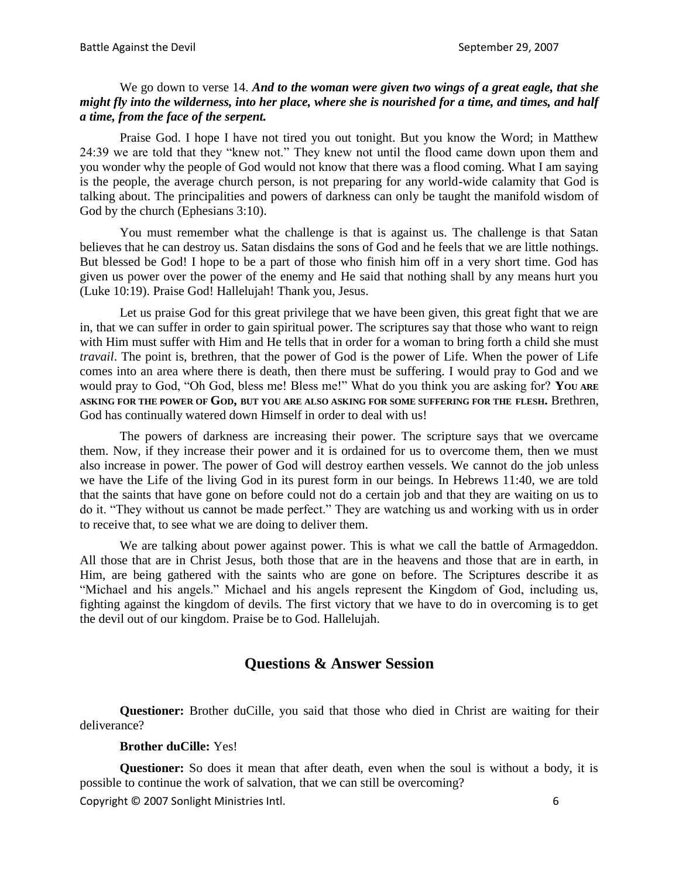We go down to verse 14. ***And to the woman were given two wings of a great eagle, that she might fly into the wilderness, into her place, where she is nourished for a time, and times, and half a time, from the face of the serpent.***

Praise God. I hope I have not tired you out tonight. But you know the Word; in Matthew 24:39 we are told that they "knew not." They knew not until the flood came down upon them and you wonder why the people of God would not know that there was a flood coming. What I am saying is the people, the average church person, is not preparing for any world-wide calamity that God is talking about. The principalities and powers of darkness can only be taught the manifold wisdom of God by the church (Ephesians 3:10).

You must remember what the challenge is that is against us. The challenge is that Satan believes that he can destroy us. Satan disdains the sons of God and he feels that we are little nothings. But blessed be God! I hope to be a part of those who finish him off in a very short time. God has given us power over the power of the enemy and He said that nothing shall by any means hurt you (Luke 10:19). Praise God! Hallelujah! Thank you, Jesus.

Let us praise God for this great privilege that we have been given, this great fight that we are in, that we can suffer in order to gain spiritual power. The scriptures say that those who want to reign with Him must suffer with Him and He tells that in order for a woman to bring forth a child she must *travail*. The point is, brethren, that the power of God is the power of Life. When the power of Life comes into an area where there is death, then there must be suffering. I would pray to God and we would pray to God, "Oh God, bless me! Bless me!" What do you think you are asking for? **You are asking for the power of God, but you are also asking for some suffering for the flesh.** Brethren, God has continually watered down Himself in order to deal with us!

The powers of darkness are increasing their power. The scripture says that we overcame them. Now, if they increase their power and it is ordained for us to overcome them, then we must also increase in power. The power of God will destroy earthen vessels. We cannot do the job unless we have the Life of the living God in its purest form in our beings. In Hebrews 11:40, we are told that the saints that have gone on before could not do a certain job and that they are waiting on us to do it. "They without us cannot be made perfect." They are watching us and working with us in order to receive that, to see what we are doing to deliver them.

We are talking about power against power. This is what we call the battle of Armageddon. All those that are in Christ Jesus, both those that are in the heavens and those that are in earth, in Him, are being gathered with the saints who are gone on before. The Scriptures describe it as "Michael and his angels." Michael and his angels represent the Kingdom of God, including us, fighting against the kingdom of devils. The first victory that we have to do in overcoming is to get the devil out of our kingdom. Praise be to God. Hallelujah.

## Questions & Answer Session

**Questioner:** Brother duCille, you said that those who died in Christ are waiting for their deliverance?

**Brother duCille:** Yes!

**Questioner:** So does it mean that after death, even when the soul is without a body, it is possible to continue the work of salvation, that we can still be overcoming?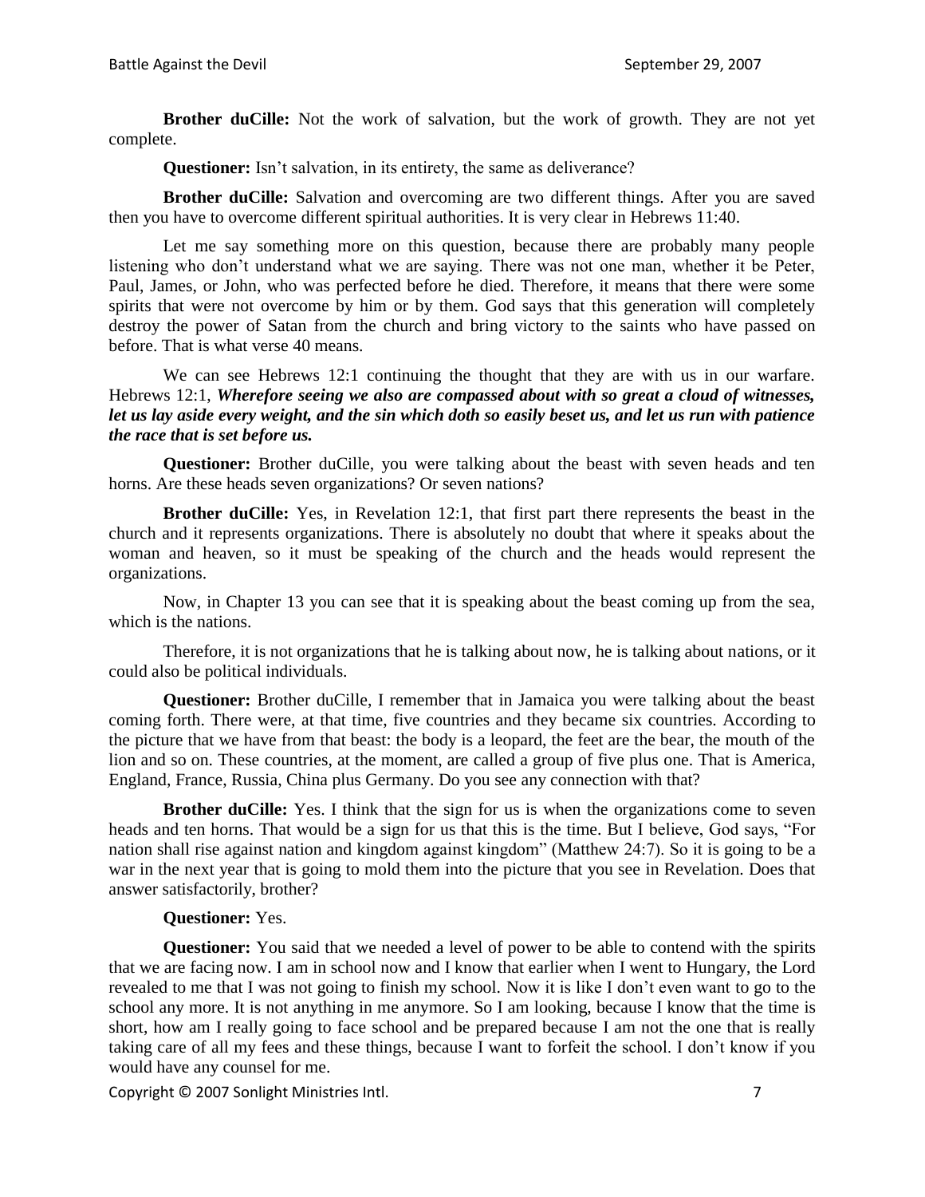**Brother duCille:** Not the work of salvation, but the work of growth. They are not yet complete.

**Questioner:** Isn't salvation, in its entirety, the same as deliverance?

**Brother duCille:** Salvation and overcoming are two different things. After you are saved then you have to overcome different spiritual authorities. It is very clear in Hebrews 11:40.

Let me say something more on this question, because there are probably many people listening who don't understand what we are saying. There was not one man, whether it be Peter, Paul, James, or John, who was perfected before he died. Therefore, it means that there were some spirits that were not overcome by him or by them. God says that this generation will completely destroy the power of Satan from the church and bring victory to the saints who have passed on before. That is what verse 40 means.

We can see Hebrews 12:1 continuing the thought that they are with us in our warfare. Hebrews 12:1, ***Wherefore seeing we also are compassed about with so great a cloud of witnesses, let us lay aside every weight, and the sin which doth so easily beset us, and let us run with patience the race that is set before us.***

**Questioner:** Brother duCille, you were talking about the beast with seven heads and ten horns. Are these heads seven organizations? Or seven nations?

**Brother duCille:** Yes, in Revelation 12:1, that first part there represents the beast in the church and it represents organizations. There is absolutely no doubt that where it speaks about the woman and heaven, so it must be speaking of the church and the heads would represent the organizations.

Now, in Chapter 13 you can see that it is speaking about the beast coming up from the sea, which is the nations.

Therefore, it is not organizations that he is talking about now, he is talking about nations, or it could also be political individuals.

**Questioner:** Brother duCille, I remember that in Jamaica you were talking about the beast coming forth. There were, at that time, five countries and they became six countries. According to the picture that we have from that beast: the body is a leopard, the feet are the bear, the mouth of the lion and so on. These countries, at the moment, are called a group of five plus one. That is America, England, France, Russia, China plus Germany. Do you see any connection with that?

**Brother duCille:** Yes. I think that the sign for us is when the organizations come to seven heads and ten horns. That would be a sign for us that this is the time. But I believe, God says, "For nation shall rise against nation and kingdom against kingdom" (Matthew 24:7). So it is going to be a war in the next year that is going to mold them into the picture that you see in Revelation. Does that answer satisfactorily, brother?

**Questioner:** Yes.

**Questioner:** You said that we needed a level of power to be able to contend with the spirits that we are facing now. I am in school now and I know that earlier when I went to Hungary, the Lord revealed to me that I was not going to finish my school. Now it is like I don't even want to go to the school any more. It is not anything in me anymore. So I am looking, because I know that the time is short, how am I really going to face school and be prepared because I am not the one that is really taking care of all my fees and these things, because I want to forfeit the school. I don't know if you would have any counsel for me.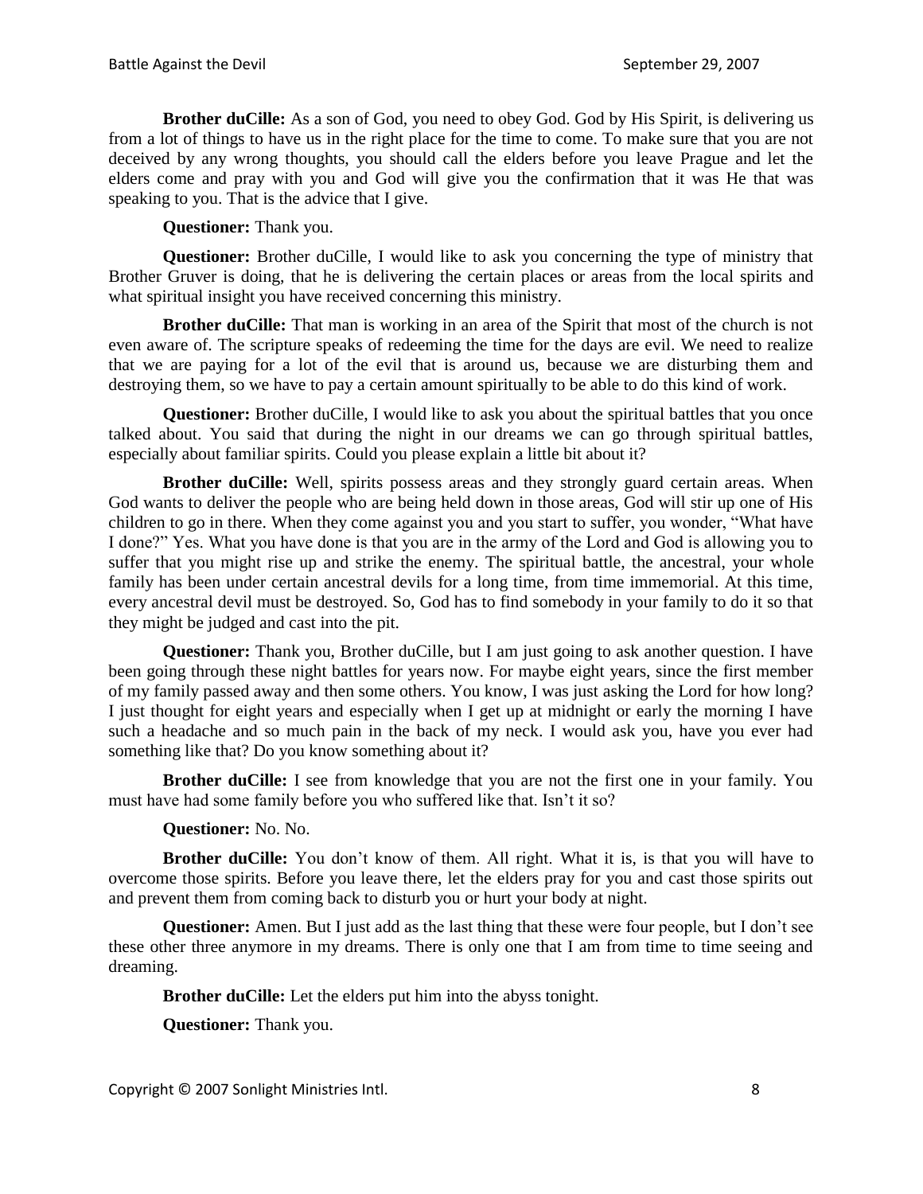**Brother duCille:** As a son of God, you need to obey God. God by His Spirit, is delivering us from a lot of things to have us in the right place for the time to come. To make sure that you are not deceived by any wrong thoughts, you should call the elders before you leave Prague and let the elders come and pray with you and God will give you the confirmation that it was He that was speaking to you. That is the advice that I give.

**Questioner:** Thank you.

**Questioner:** Brother duCille, I would like to ask you concerning the type of ministry that Brother Gruver is doing, that he is delivering the certain places or areas from the local spirits and what spiritual insight you have received concerning this ministry.

**Brother duCille:** That man is working in an area of the Spirit that most of the church is not even aware of. The scripture speaks of redeeming the time for the days are evil. We need to realize that we are paying for a lot of the evil that is around us, because we are disturbing them and destroying them, so we have to pay a certain amount spiritually to be able to do this kind of work.

**Questioner:** Brother duCille, I would like to ask you about the spiritual battles that you once talked about. You said that during the night in our dreams we can go through spiritual battles, especially about familiar spirits. Could you please explain a little bit about it?

**Brother duCille:** Well, spirits possess areas and they strongly guard certain areas. When God wants to deliver the people who are being held down in those areas, God will stir up one of His children to go in there. When they come against you and you start to suffer, you wonder, "What have I done?" Yes. What you have done is that you are in the army of the Lord and God is allowing you to suffer that you might rise up and strike the enemy. The spiritual battle, the ancestral, your whole family has been under certain ancestral devils for a long time, from time immemorial. At this time, every ancestral devil must be destroyed. So, God has to find somebody in your family to do it so that they might be judged and cast into the pit.

**Questioner:** Thank you, Brother duCille, but I am just going to ask another question. I have been going through these night battles for years now. For maybe eight years, since the first member of my family passed away and then some others. You know, I was just asking the Lord for how long? I just thought for eight years and especially when I get up at midnight or early the morning I have such a headache and so much pain in the back of my neck. I would ask you, have you ever had something like that? Do you know something about it?

**Brother duCille:** I see from knowledge that you are not the first one in your family. You must have had some family before you who suffered like that. Isn't it so?

**Questioner:** No. No.

**Brother duCille:** You don't know of them. All right. What it is, is that you will have to overcome those spirits. Before you leave there, let the elders pray for you and cast those spirits out and prevent them from coming back to disturb you or hurt your body at night.

**Questioner:** Amen. But I just add as the last thing that these were four people, but I don't see these other three anymore in my dreams. There is only one that I am from time to time seeing and dreaming.

**Brother duCille:** Let the elders put him into the abyss tonight.

**Questioner:** Thank you.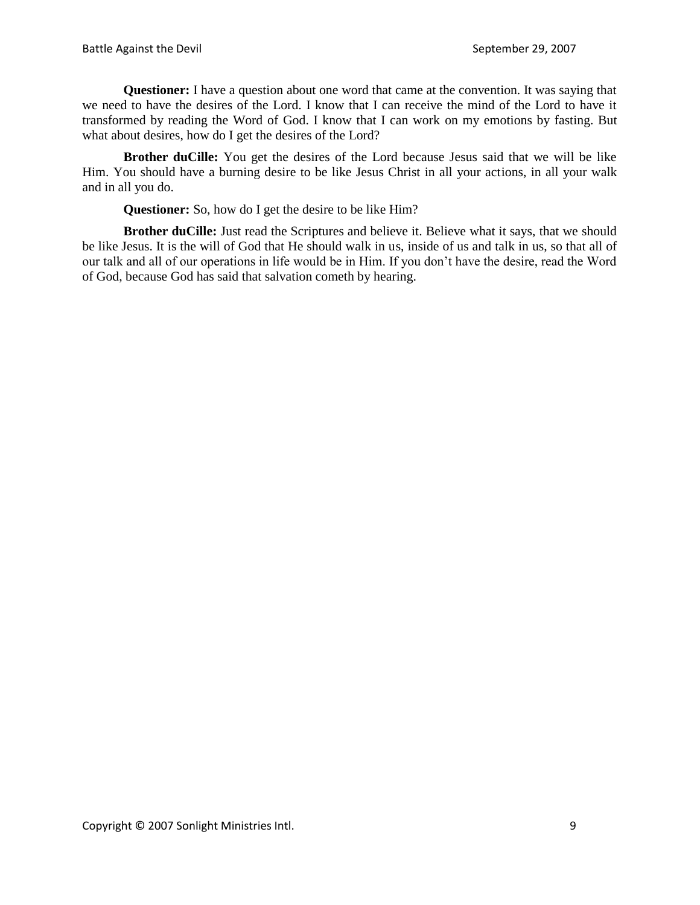**Questioner:** I have a question about one word that came at the convention. It was saying that we need to have the desires of the Lord. I know that I can receive the mind of the Lord to have it transformed by reading the Word of God. I know that I can work on my emotions by fasting. But what about desires, how do I get the desires of the Lord?

**Brother duCille:** You get the desires of the Lord because Jesus said that we will be like Him. You should have a burning desire to be like Jesus Christ in all your actions, in all your walk and in all you do.

**Questioner:** So, how do I get the desire to be like Him?

**Brother duCille:** Just read the Scriptures and believe it. Believe what it says, that we should be like Jesus. It is the will of God that He should walk in us, inside of us and talk in us, so that all of our talk and all of our operations in life would be in Him. If you don't have the desire, read the Word of God, because God has said that salvation cometh by hearing.